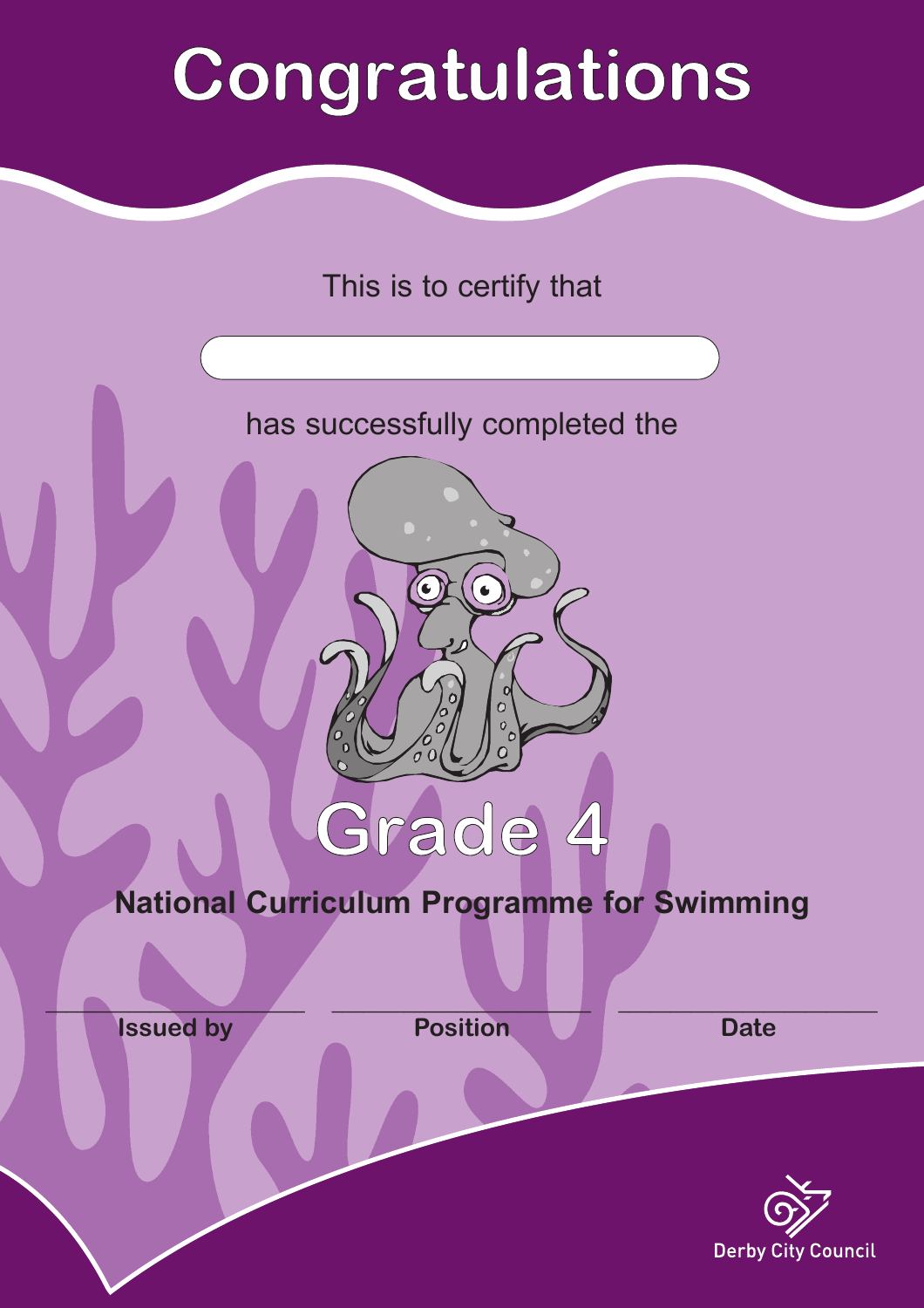# Congratulations

This is to certify that

has successfully completed the

## Grade 4

**National Curriculum Programme for Swimming**

| **Issued by** | **Position** | **Date** |
|---|---|---|

Derby City Council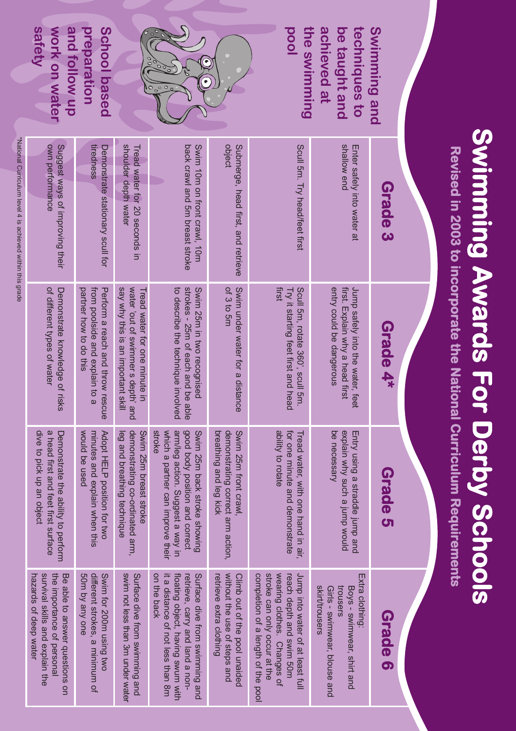# Swimming Awards For Derby Schools

## Revised in 2003 to incorporate the National Curriculum Requirements

| | Grade 3 | Grade 4* | Grade 5 | Grade 6 |
|---|---|---|---|---|
| **Swimming and techniques to be taught and achieved at the swimming pool** | Enter safely into water at shallow end | Jump safely into the water, feet first. Explain why a head first entry could be dangerous | Entry using a straddle jump and explain why such a jump would be necessary | Extra clothing: Boys - swimwear, shirt and trousers. Girls - swimwear, blouse and skirt/trousers |
| | Scull 5m. Try head/feet first | Scull 5m, rotate 360˚, scull 5m. Try it starting feet first and head first | Tread water, with one hand in air, for one minute and demonstrate ability to rotate | Jump into water of at least full reach depth and swim 50m wearing clothes. Changes of stroke can only occur at the completion of a length of the pool |
| | Submerge, head first, and retrieve object | Swim under water for a distance of 3 to 5m | Swim 25m front crawl, demonstrating correct arm action, breathing and leg kick | Climb out of the pool unaided without the use of steps and retrieve extra clothing |
| | Swim 10m on front crawl, 10m back crawl and 5m breast stroke | Swim 25m in two recognised strokes - 25m of each and be able to describe the technique involved | Swim 25m back stroke showing good body position and correct arm/leg action. Suggest a way in which a partner can improve their stroke | Surface dive from swimming and retrieve, carry and land a non-floating object, having swum with it a distance of not less than 8m on the back |
| | Tread water for 20 seconds in shoulder depth water | Tread water for one minute in water 'out of swimmer s depth' and say why this is an important skill | Swim 25m breast stroke demonstrating co-ordinated arm, leg and breathing technique | Surface dive from swimming and swim not less than 3m under water |
| **School based preparation and follow up work on water safety** | Demonstrate stationary scull for tiredness | Perform a reach and throw rescue from poolside and explain to a partner how to do this | Adopt HELP position for two minutes and explain when this would be used | Swim for 200m using two different strokes, a minimum of 50m by any one |
| | Suggest ways of improving their own performance | Demonstrate knowledge of risks of different types of water | Demonstrate the ability to perform a head first and feet first surface dive to pick up an object | Be able to answer questions on the importance of personal survival skills and explain the hazards of deep water |

*National Curriculum level 4 is achieved within this grade